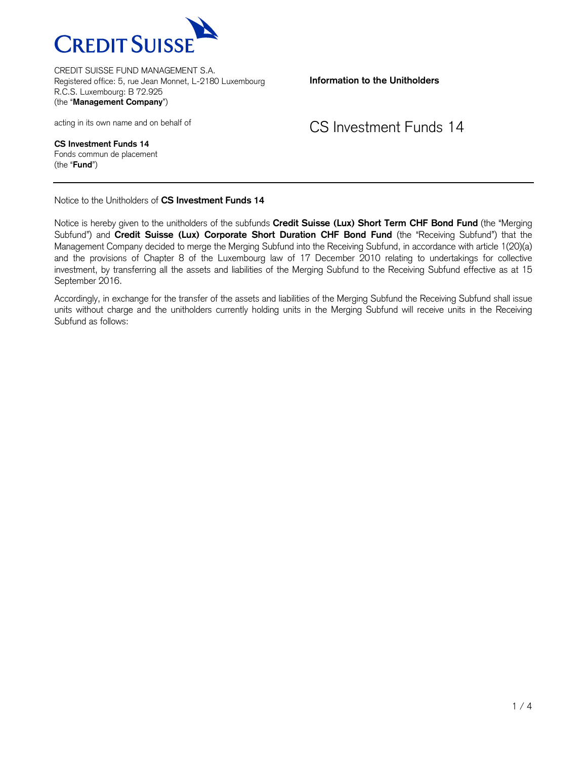CREDIT SUISSE FUND MANAGEMENT S.A.
Registered office: 5, rue Jean Monnet, L-2180 Luxembourg
R.C.S. Luxembourg: B 72.925
(the "**Management Company**")

acting in its own name and on behalf of

**CS Investment Funds 14**
Fonds commun de placement
(the "**Fund**")

**Information to the Unitholders**

# CS Investment Funds 14

---

Notice to the Unitholders of **CS Investment Funds 14**

Notice is hereby given to the unitholders of the subfunds **Credit Suisse (Lux) Short Term CHF Bond Fund** (the "Merging Subfund") and **Credit Suisse (Lux) Corporate Short Duration CHF Bond Fund** (the "Receiving Subfund") that the Management Company decided to merge the Merging Subfund into the Receiving Subfund, in accordance with article 1(20)(a) and the provisions of Chapter 8 of the Luxembourg law of 17 December 2010 relating to undertakings for collective investment, by transferring all the assets and liabilities of the Merging Subfund to the Receiving Subfund effective as at 15 September 2016.

Accordingly, in exchange for the transfer of the assets and liabilities of the Merging Subfund the Receiving Subfund shall issue units without charge and the unitholders currently holding units in the Merging Subfund will receive units in the Receiving Subfund as follows: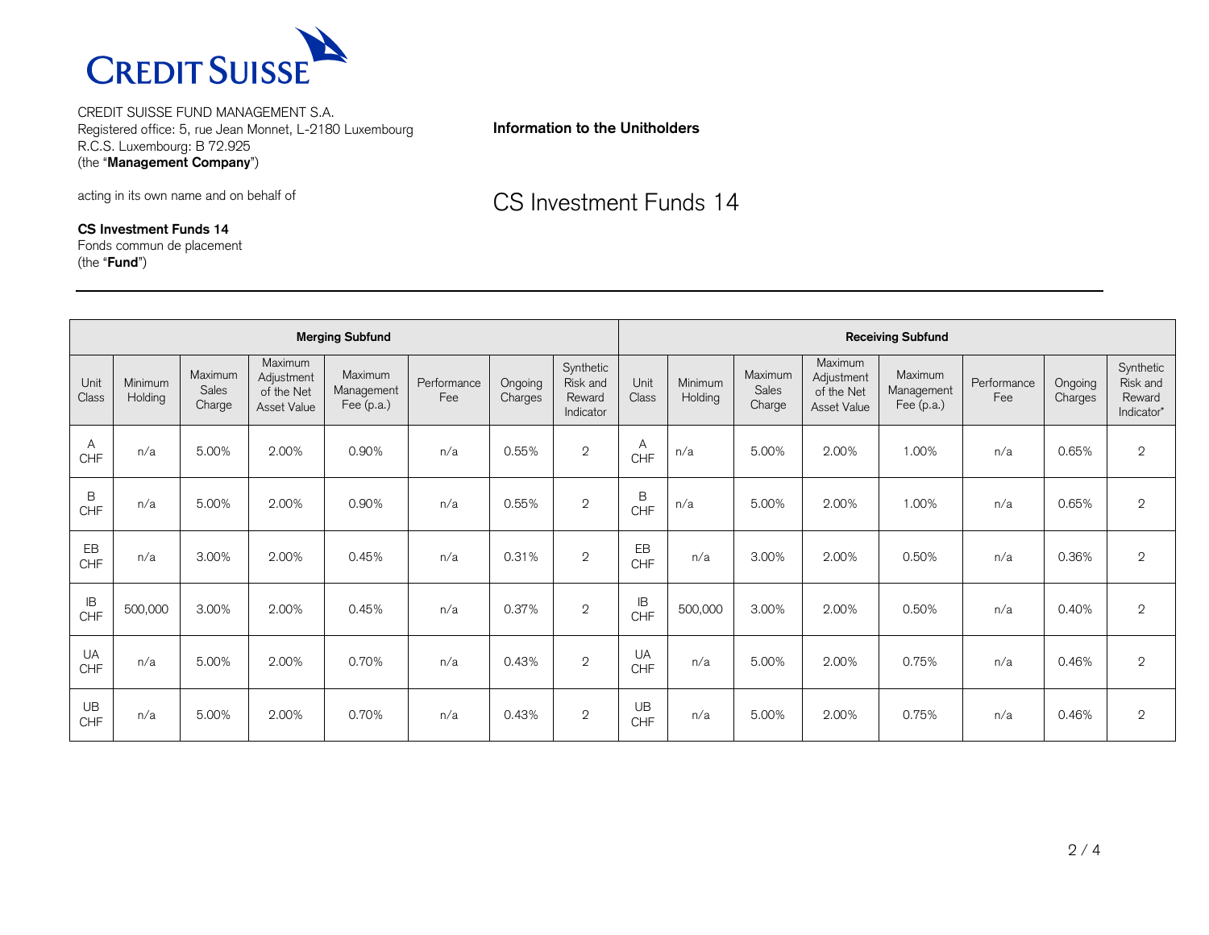CREDIT SUISSE

CREDIT SUISSE FUND MANAGEMENT S.A.
Registered office: 5, rue Jean Monnet, L-2180 Luxembourg
R.C.S. Luxembourg: B 72.925
(the "**Management Company**")

acting in its own name and on behalf of

**CS Investment Funds 14**
Fonds commun de placement
(the "**Fund**")

**Information to the Unitholders**

# CS Investment Funds 14

| **Merging Subfund** | | | | | | | | **Receiving Subfund** | | | | | | | |
|---|---|---|---|---|---|---|---|---|---|---|---|---|---|---|---|
| Unit Class | Minimum Holding | Maximum Sales Charge | Maximum Adjustment of the Net Asset Value | Maximum Management Fee (p.a.) | Performance Fee | Ongoing Charges | Synthetic Risk and Reward Indicator | Unit Class | Minimum Holding | Maximum Sales Charge | Maximum Adjustment of the Net Asset Value | Maximum Management Fee (p.a.) | Performance Fee | Ongoing Charges | Synthetic Risk and Reward Indicator* |
| A CHF | n/a | 5.00% | 2.00% | 0.90% | n/a | 0.55% | 2 | A CHF | n/a | 5.00% | 2.00% | 1.00% | n/a | 0.65% | 2 |
| B CHF | n/a | 5.00% | 2.00% | 0.90% | n/a | 0.55% | 2 | B CHF | n/a | 5.00% | 2.00% | 1.00% | n/a | 0.65% | 2 |
| EB CHF | n/a | 3.00% | 2.00% | 0.45% | n/a | 0.31% | 2 | EB CHF | n/a | 3.00% | 2.00% | 0.50% | n/a | 0.36% | 2 |
| IB CHF | 500,000 | 3.00% | 2.00% | 0.45% | n/a | 0.37% | 2 | IB CHF | 500,000 | 3.00% | 2.00% | 0.50% | n/a | 0.40% | 2 |
| UA CHF | n/a | 5.00% | 2.00% | 0.70% | n/a | 0.43% | 2 | UA CHF | n/a | 5.00% | 2.00% | 0.75% | n/a | 0.46% | 2 |
| UB CHF | n/a | 5.00% | 2.00% | 0.70% | n/a | 0.43% | 2 | UB CHF | n/a | 5.00% | 2.00% | 0.75% | n/a | 0.46% | 2 |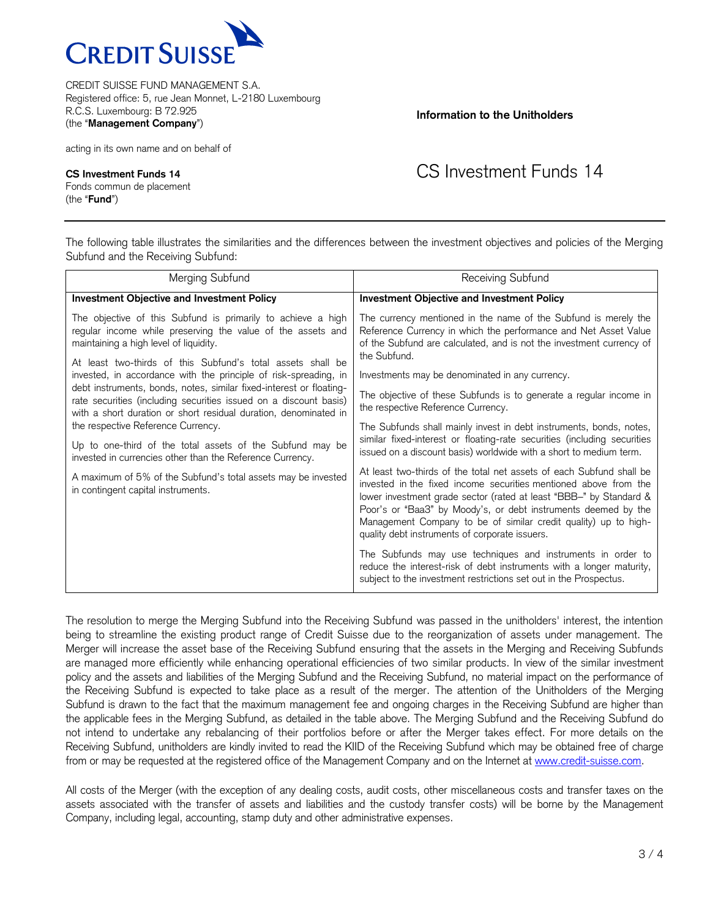CREDIT SUISSE FUND MANAGEMENT S.A.
Registered office: 5, rue Jean Monnet, L-2180 Luxembourg
R.C.S. Luxembourg: B 72.925
(the "**Management Company**")

acting in its own name and on behalf of

**CS Investment Funds 14**
Fonds commun de placement
(the "**Fund**")

**Information to the Unitholders**

# CS Investment Funds 14

The following table illustrates the similarities and the differences between the investment objectives and policies of the Merging Subfund and the Receiving Subfund:

| Merging Subfund | Receiving Subfund |
|---|---|
| **Investment Objective and Investment Policy** | **Investment Objective and Investment Policy** |
| The objective of this Subfund is primarily to achieve a high regular income while preserving the value of the assets and maintaining a high level of liquidity.<br><br>At least two-thirds of this Subfund's total assets shall be invested, in accordance with the principle of risk-spreading, in debt instruments, bonds, notes, similar fixed-interest or floating-rate securities (including securities issued on a discount basis) with a short duration or short residual duration, denominated in the respective Reference Currency.<br><br>Up to one-third of the total assets of the Subfund may be invested in currencies other than the Reference Currency.<br><br>A maximum of 5% of the Subfund's total assets may be invested in contingent capital instruments. | The currency mentioned in the name of the Subfund is merely the Reference Currency in which the performance and Net Asset Value of the Subfund are calculated, and is not the investment currency of the Subfund.<br><br>Investments may be denominated in any currency.<br><br>The objective of these Subfunds is to generate a regular income in the respective Reference Currency.<br><br>The Subfunds shall mainly invest in debt instruments, bonds, notes, similar fixed-interest or floating-rate securities (including securities issued on a discount basis) worldwide with a short to medium term.<br><br>At least two-thirds of the total net assets of each Subfund shall be invested in the fixed income securities mentioned above from the lower investment grade sector (rated at least "BBB–" by Standard & Poor's or "Baa3" by Moody's, or debt instruments deemed by the Management Company to be of similar credit quality) up to high-quality debt instruments of corporate issuers.<br><br>The Subfunds may use techniques and instruments in order to reduce the interest-risk of debt instruments with a longer maturity, subject to the investment restrictions set out in the Prospectus. |

The resolution to merge the Merging Subfund into the Receiving Subfund was passed in the unitholders' interest, the intention being to streamline the existing product range of Credit Suisse due to the reorganization of assets under management. The Merger will increase the asset base of the Receiving Subfund ensuring that the assets in the Merging and Receiving Subfunds are managed more efficiently while enhancing operational efficiencies of two similar products. In view of the similar investment policy and the assets and liabilities of the Merging Subfund and the Receiving Subfund, no material impact on the performance of the Receiving Subfund is expected to take place as a result of the merger. The attention of the Unitholders of the Merging Subfund is drawn to the fact that the maximum management fee and ongoing charges in the Receiving Subfund are higher than the applicable fees in the Merging Subfund, as detailed in the table above. The Merging Subfund and the Receiving Subfund do not intend to undertake any rebalancing of their portfolios before or after the Merger takes effect. For more details on the Receiving Subfund, unitholders are kindly invited to read the KIID of the Receiving Subfund which may be obtained free of charge from or may be requested at the registered office of the Management Company and on the Internet at www.credit-suisse.com.

All costs of the Merger (with the exception of any dealing costs, audit costs, other miscellaneous costs and transfer taxes on the assets associated with the transfer of assets and liabilities and the custody transfer costs) will be borne by the Management Company, including legal, accounting, stamp duty and other administrative expenses.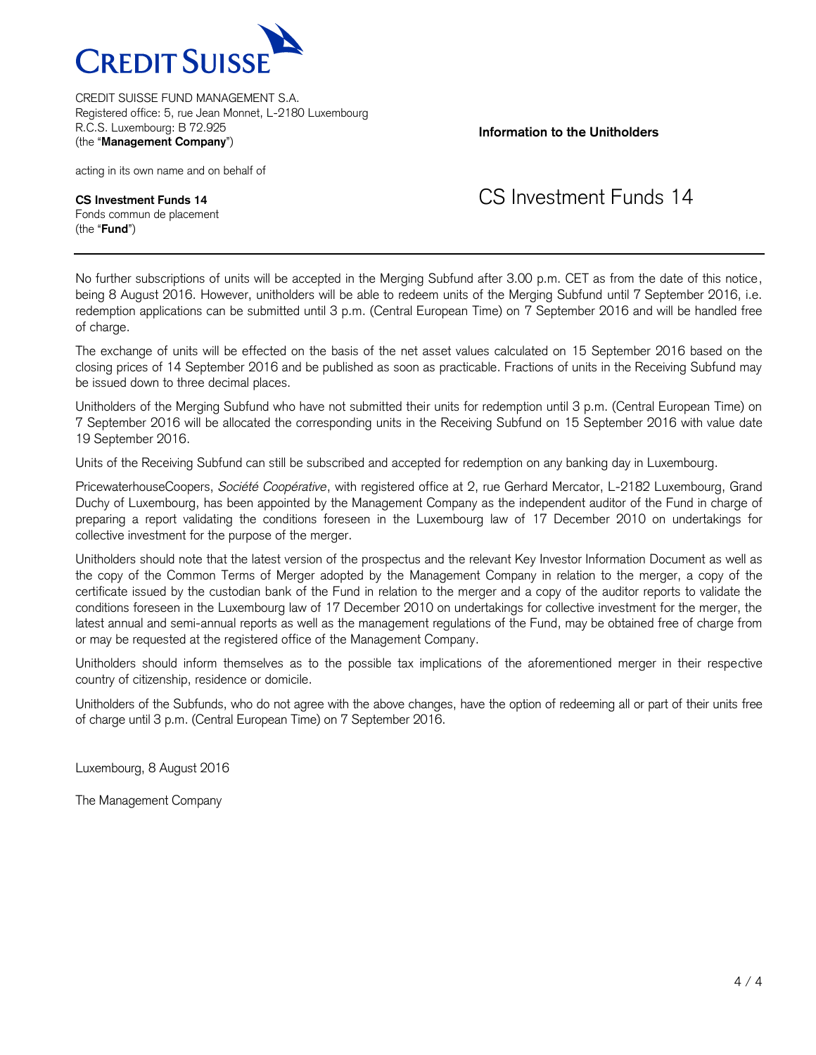CREDIT SUISSE

CREDIT SUISSE FUND MANAGEMENT S.A.
Registered office: 5, rue Jean Monnet, L-2180 Luxembourg
R.C.S. Luxembourg: B 72.925
(the "**Management Company**")

acting in its own name and on behalf of

**CS Investment Funds 14**
Fonds commun de placement
(the "**Fund**")

**Information to the Unitholders**

# CS Investment Funds 14

---

No further subscriptions of units will be accepted in the Merging Subfund after 3.00 p.m. CET as from the date of this notice, being 8 August 2016. However, unitholders will be able to redeem units of the Merging Subfund until 7 September 2016, i.e. redemption applications can be submitted until 3 p.m. (Central European Time) on 7 September 2016 and will be handled free of charge.

The exchange of units will be effected on the basis of the net asset values calculated on 15 September 2016 based on the closing prices of 14 September 2016 and be published as soon as practicable. Fractions of units in the Receiving Subfund may be issued down to three decimal places.

Unitholders of the Merging Subfund who have not submitted their units for redemption until 3 p.m. (Central European Time) on 7 September 2016 will be allocated the corresponding units in the Receiving Subfund on 15 September 2016 with value date 19 September 2016.

Units of the Receiving Subfund can still be subscribed and accepted for redemption on any banking day in Luxembourg.

PricewaterhouseCoopers, *Société Coopérative*, with registered office at 2, rue Gerhard Mercator, L-2182 Luxembourg, Grand Duchy of Luxembourg, has been appointed by the Management Company as the independent auditor of the Fund in charge of preparing a report validating the conditions foreseen in the Luxembourg law of 17 December 2010 on undertakings for collective investment for the purpose of the merger.

Unitholders should note that the latest version of the prospectus and the relevant Key Investor Information Document as well as the copy of the Common Terms of Merger adopted by the Management Company in relation to the merger, a copy of the certificate issued by the custodian bank of the Fund in relation to the merger and a copy of the auditor reports to validate the conditions foreseen in the Luxembourg law of 17 December 2010 on undertakings for collective investment for the merger, the latest annual and semi-annual reports as well as the management regulations of the Fund, may be obtained free of charge from or may be requested at the registered office of the Management Company.

Unitholders should inform themselves as to the possible tax implications of the aforementioned merger in their respective country of citizenship, residence or domicile.

Unitholders of the Subfunds, who do not agree with the above changes, have the option of redeeming all or part of their units free of charge until 3 p.m. (Central European Time) on 7 September 2016.

Luxembourg, 8 August 2016

The Management Company